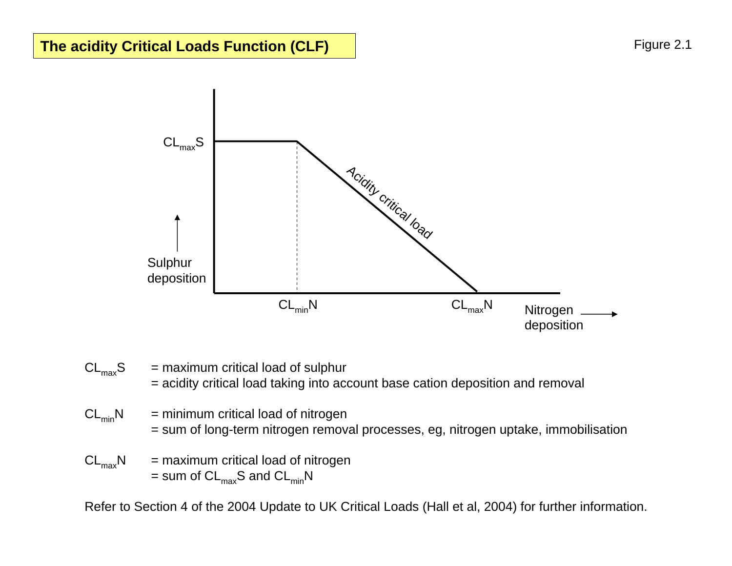# The acidity Critical Loads Function (CLF)

Figure 2.1

$CL_{max}S$ = maximum critical load of sulphur
= acidity critical load taking into account base cation deposition and removal

$CL_{min}N$ = minimum critical load of nitrogen
= sum of long-term nitrogen removal processes, eg, nitrogen uptake, immobilisation

$CL_{max}N$ = maximum critical load of nitrogen
= sum of $CL_{max}S$ and $CL_{min}N$

Refer to Section 4 of the 2004 Update to UK Critical Loads (Hall et al, 2004) for further information.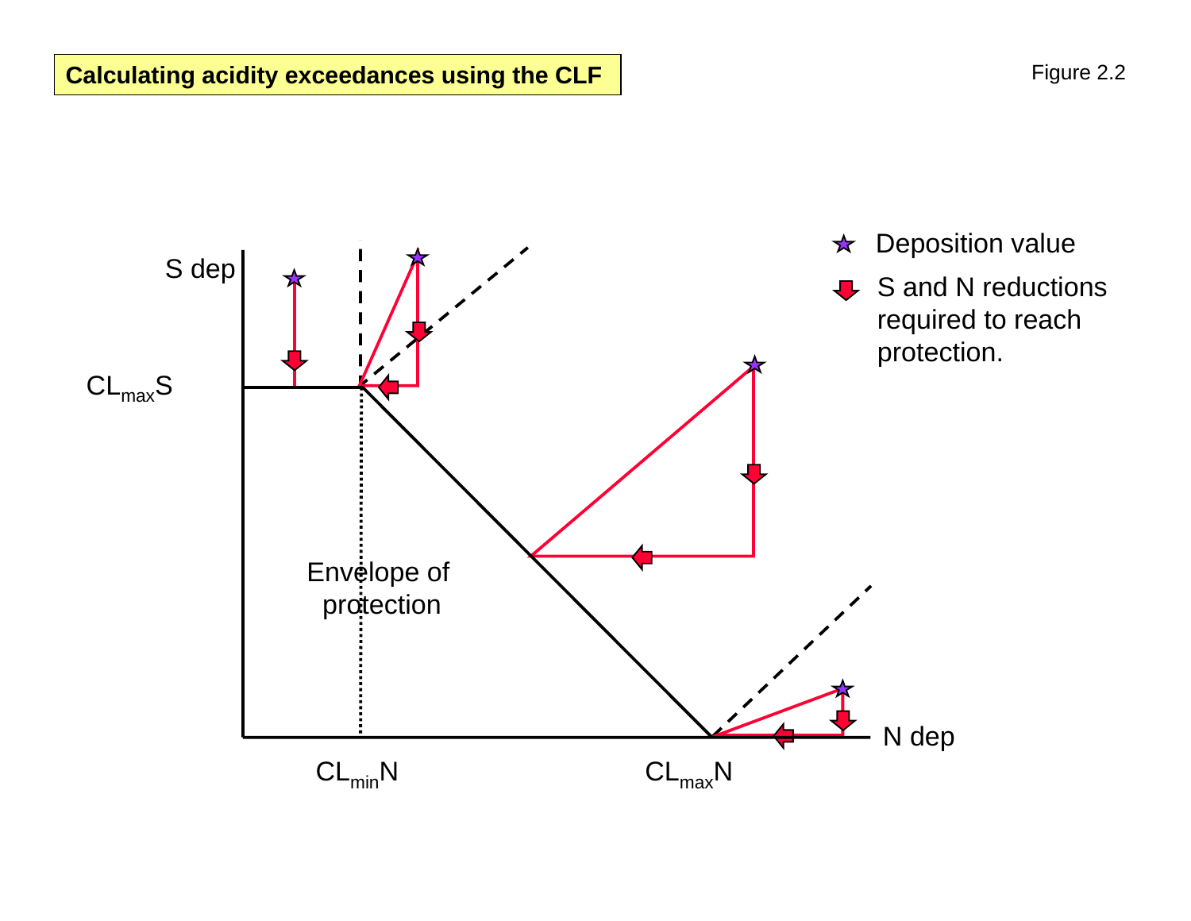**Calculating acidity exceedances using the CLF**

Figure 2.2

S dep

$CL_{max}S$

Envelope of protection

$CL_{min}N$

$CL_{max}N$

N dep

★ Deposition value

S and N reductions required to reach protection.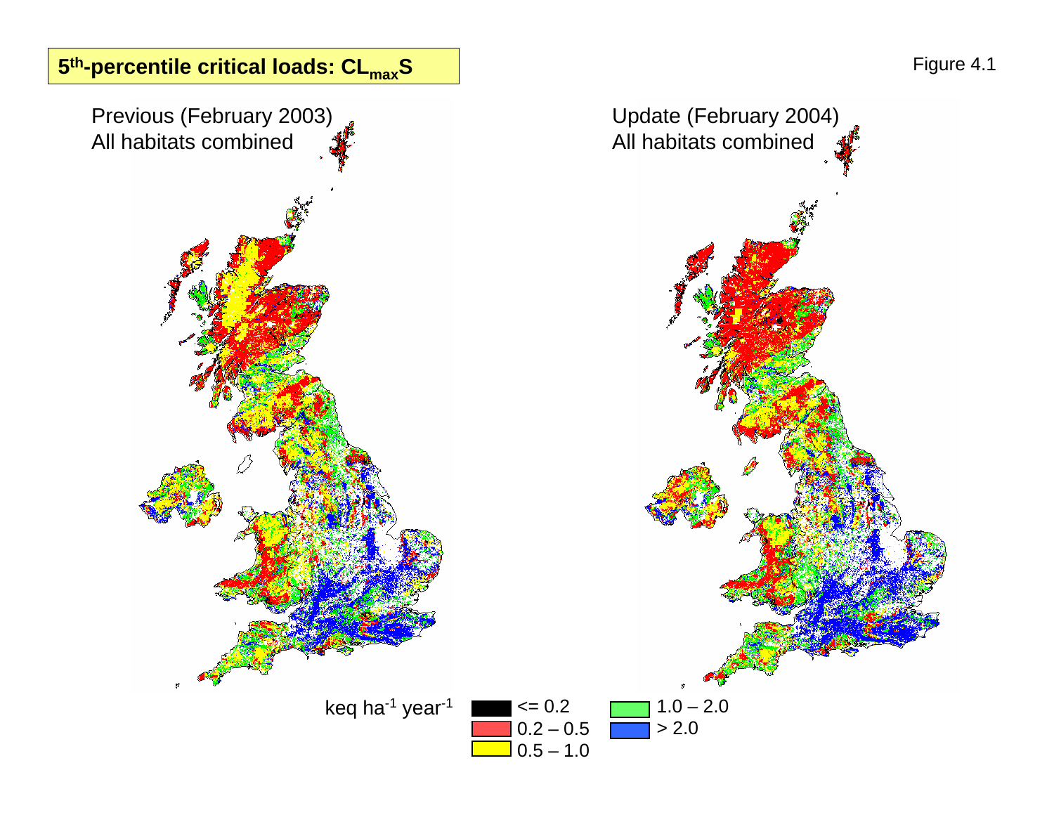## 5th-percentile critical loads: $CL_{max}S$

Figure 4.1

Previous (February 2003)
All habitats combined

Update (February 2004)
All habitats combined

keq ha$^{-1}$ year$^{-1}$

- <= 0.2
- 0.2 – 0.5
- 0.5 – 1.0
- 1.0 – 2.0
- > 2.0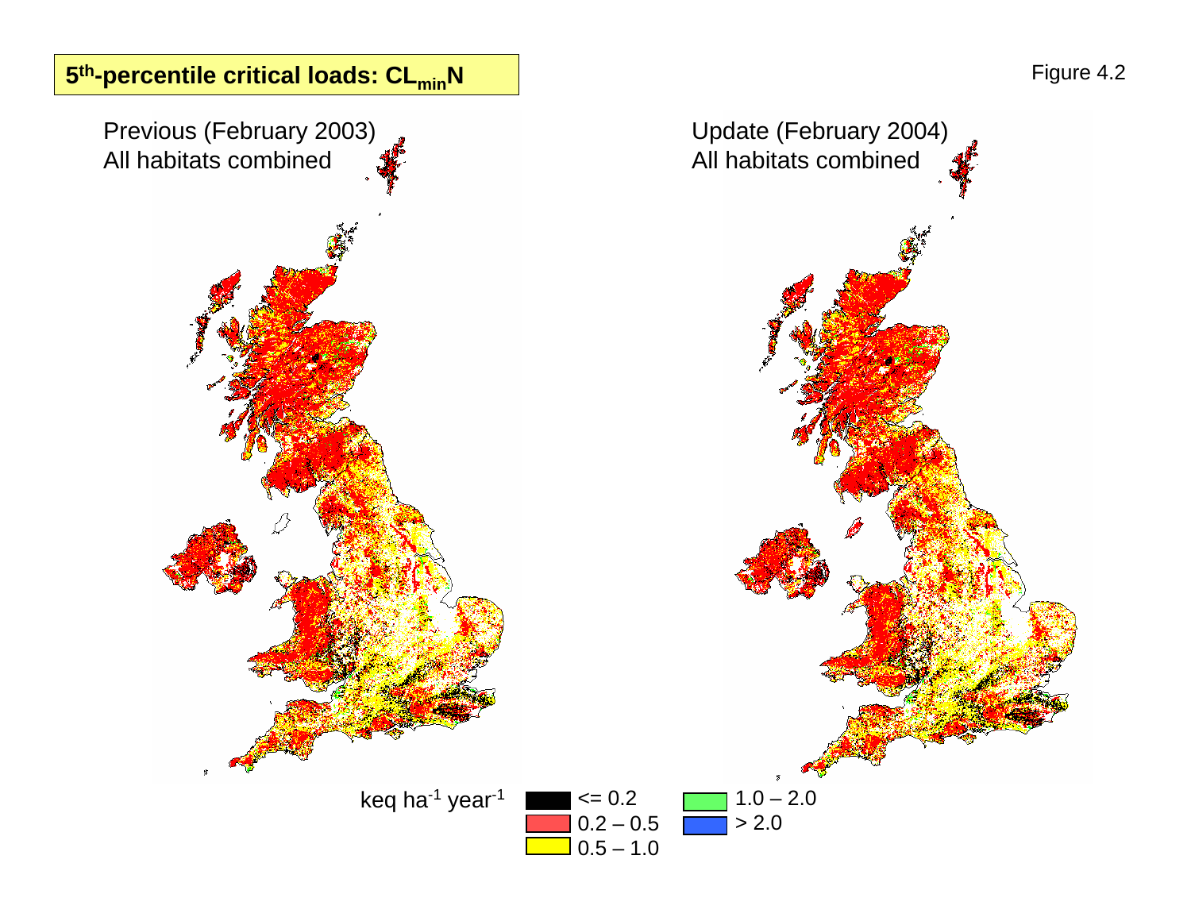## $5^{th}$-percentile critical loads: $CL_{min}N$

Figure 4.2

Previous (February 2003)
All habitats combined

Update (February 2004)
All habitats combined

keq $ha^{-1}$ $year^{-1}$

- <= 0.2
- 0.2 – 0.5
- 0.5 – 1.0
- 1.0 – 2.0
- > 2.0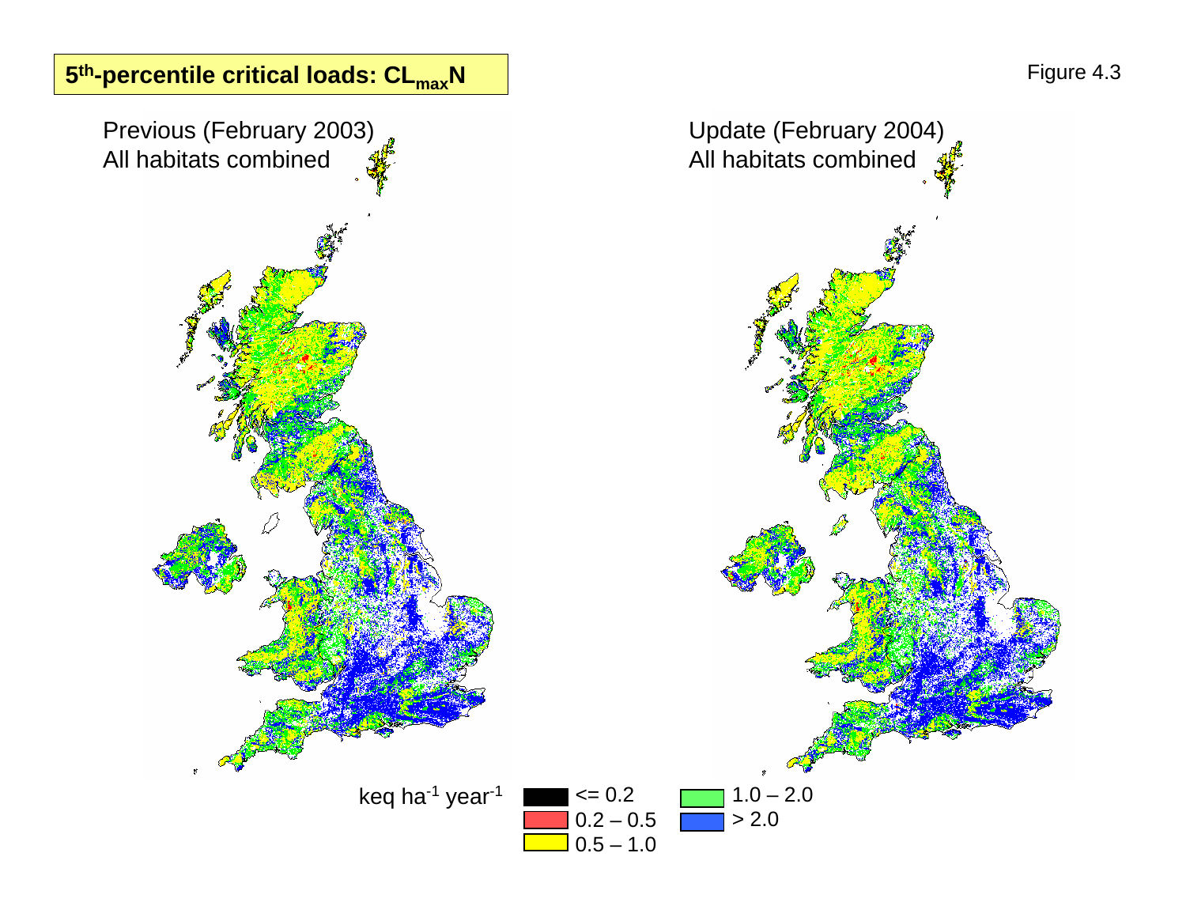## 5th-percentile critical loads: $CL_{max}N$

Figure 4.3

Previous (February 2003)
All habitats combined

Update (February 2004)
All habitats combined

keq ha$^{-1}$ year$^{-1}$

- <= 0.2
- 0.2 – 0.5
- 0.5 – 1.0
- 1.0 – 2.0
- > 2.0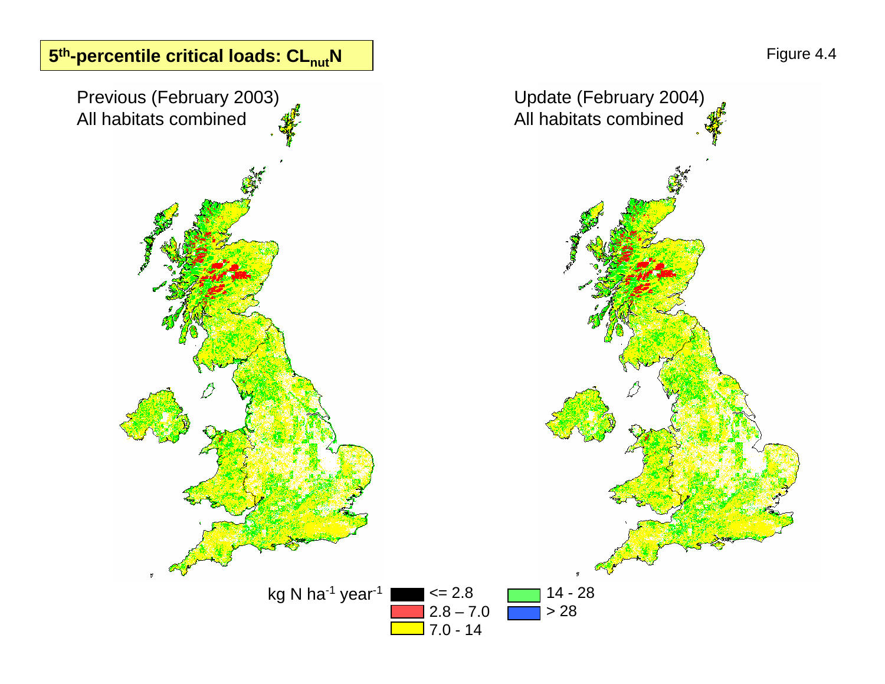# $5^{th}$-percentile critical loads: $CL_{nut}N$

Figure 4.4

Previous (February 2003)
All habitats combined

Update (February 2004)
All habitats combined

kg N $ha^{-1}$ $year^{-1}$

- <= 2.8
- 2.8 – 7.0
- 7.0 - 14
- 14 - 28
- > 28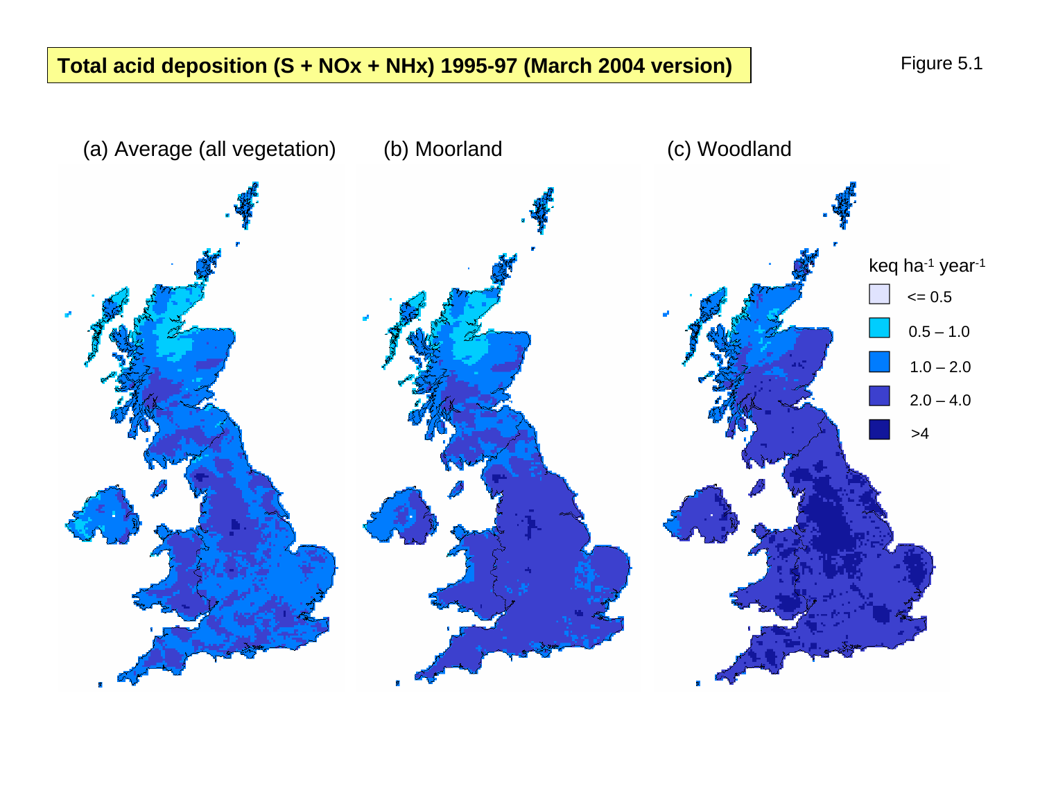**Total acid deposition (S + NOx + NHx) 1995-97 (March 2004 version)**

Figure 5.1

(a) Average (all vegetation) (b) Moorland (c) Woodland

$keq\ ha^{-1}\ year^{-1}$

- <= 0.5
- 0.5 – 1.0
- 1.0 – 2.0
- 2.0 – 4.0
- >4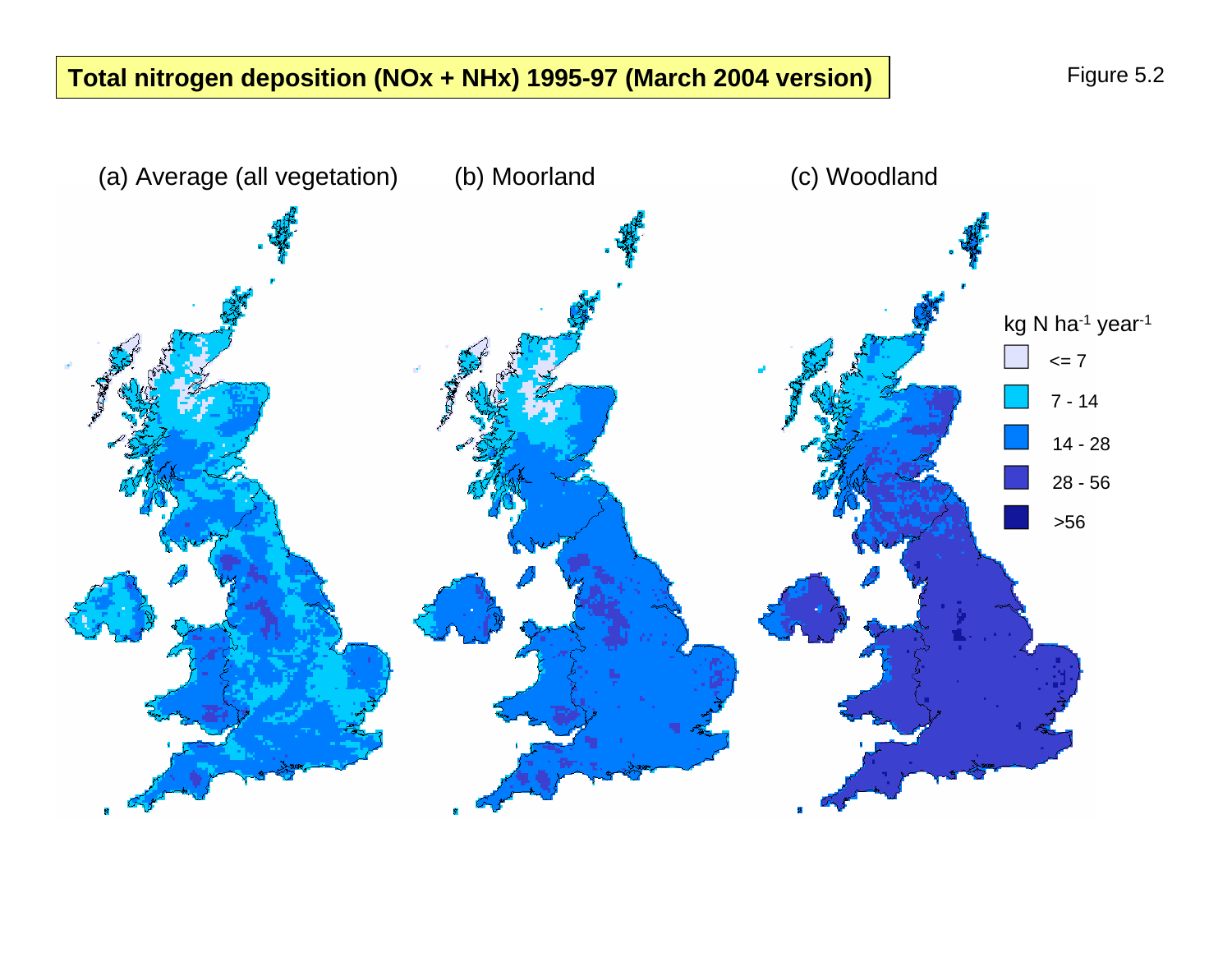**Total nitrogen deposition (NOx + NHx) 1995-97 (March 2004 version)**

Figure 5.2

(a) Average (all vegetation) (b) Moorland (c) Woodland

kg N $ha^{-1}$ $year^{-1}$

- <= 7
- 7 - 14
- 14 - 28
- 28 - 56
- >56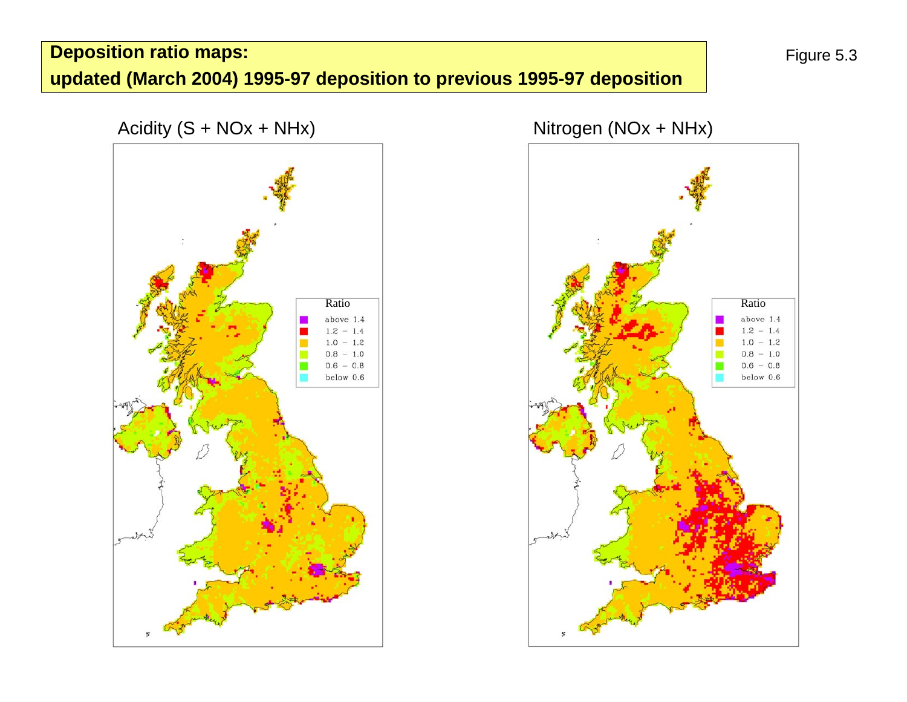**Deposition ratio maps:**

**updated (March 2004) 1995-97 deposition to previous 1995-97 deposition**

Figure 5.3

Acidity (S + NOx + NHx)

Nitrogen (NOx + NHx)

| Ratio |
|---|
| above 1.4 |
| 1.2 – 1.4 |
| 1.0 – 1.2 |
| 0.8 – 1.0 |
| 0.6 – 0.8 |
| below 0.6 |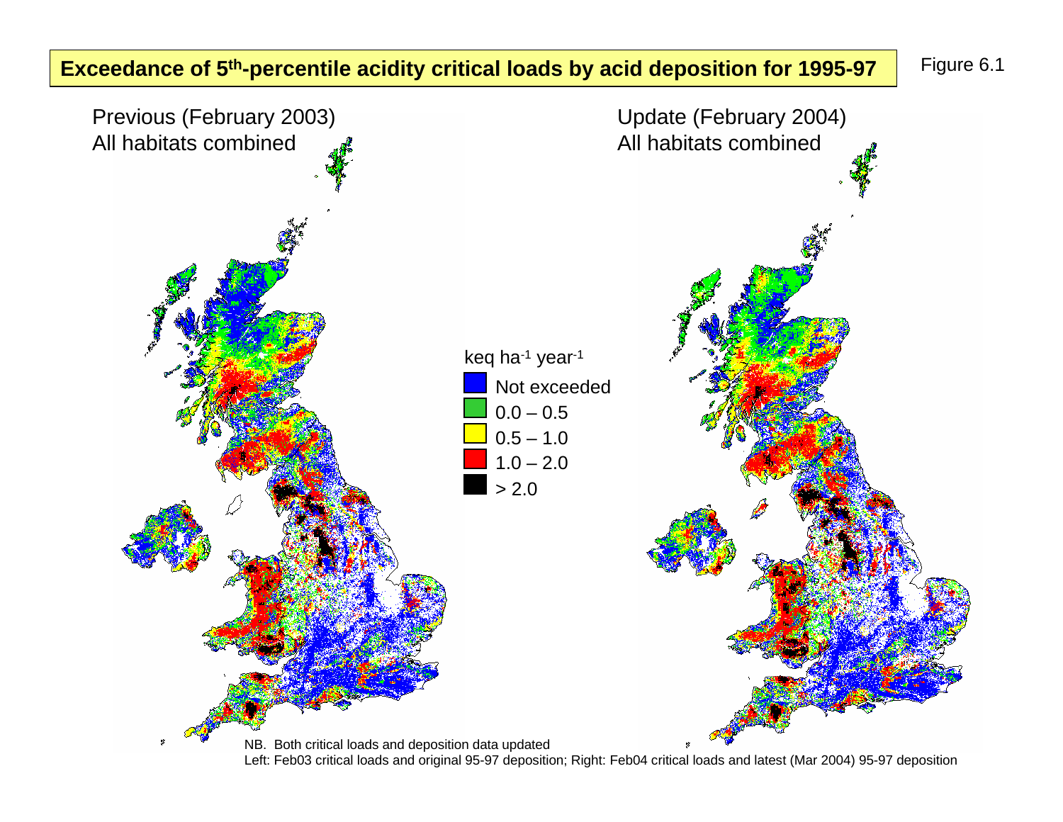**Exceedance of 5th-percentile acidity critical loads by acid deposition for 1995-97**

Figure 6.1

Previous (February 2003)
All habitats combined

Update (February 2004)
All habitats combined

keq ha$^{-1}$ year$^{-1}$

- Not exceeded
- 0.0 – 0.5
- 0.5 – 1.0
- 1.0 – 2.0
- > 2.0

NB. Both critical loads and deposition data updated
Left: Feb03 critical loads and original 95-97 deposition; Right: Feb04 critical loads and latest (Mar 2004) 95-97 deposition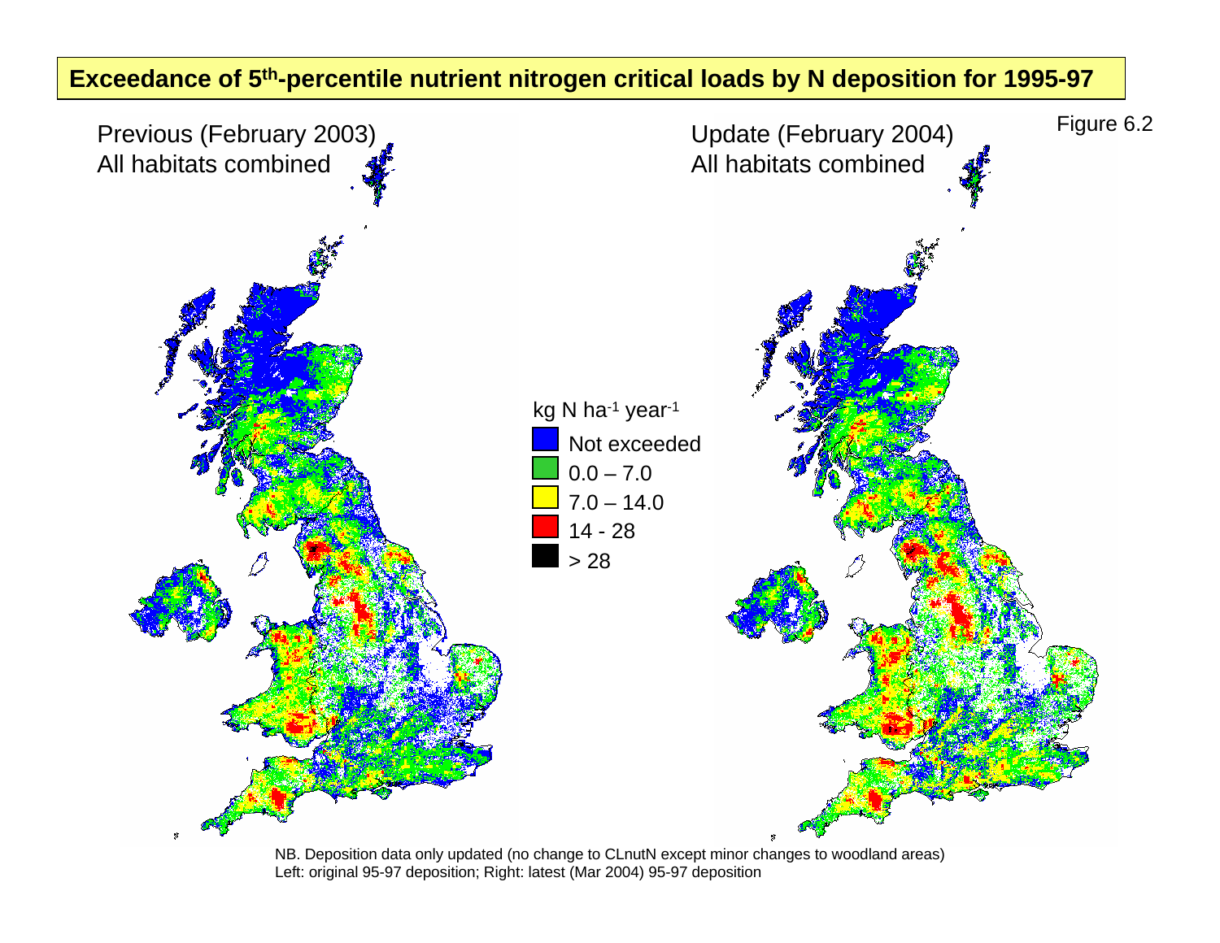## Exceedance of 5th-percentile nutrient nitrogen critical loads by N deposition for 1995-97

Figure 6.2

Previous (February 2003)
All habitats combined

Update (February 2004)
All habitats combined

kg N ha$^{-1}$ year$^{-1}$

- Not exceeded
- 0.0 – 7.0
- 7.0 – 14.0
- 14 - 28
- > 28

NB. Deposition data only updated (no change to CLnutN except minor changes to woodland areas)
Left: original 95-97 deposition; Right: latest (Mar 2004) 95-97 deposition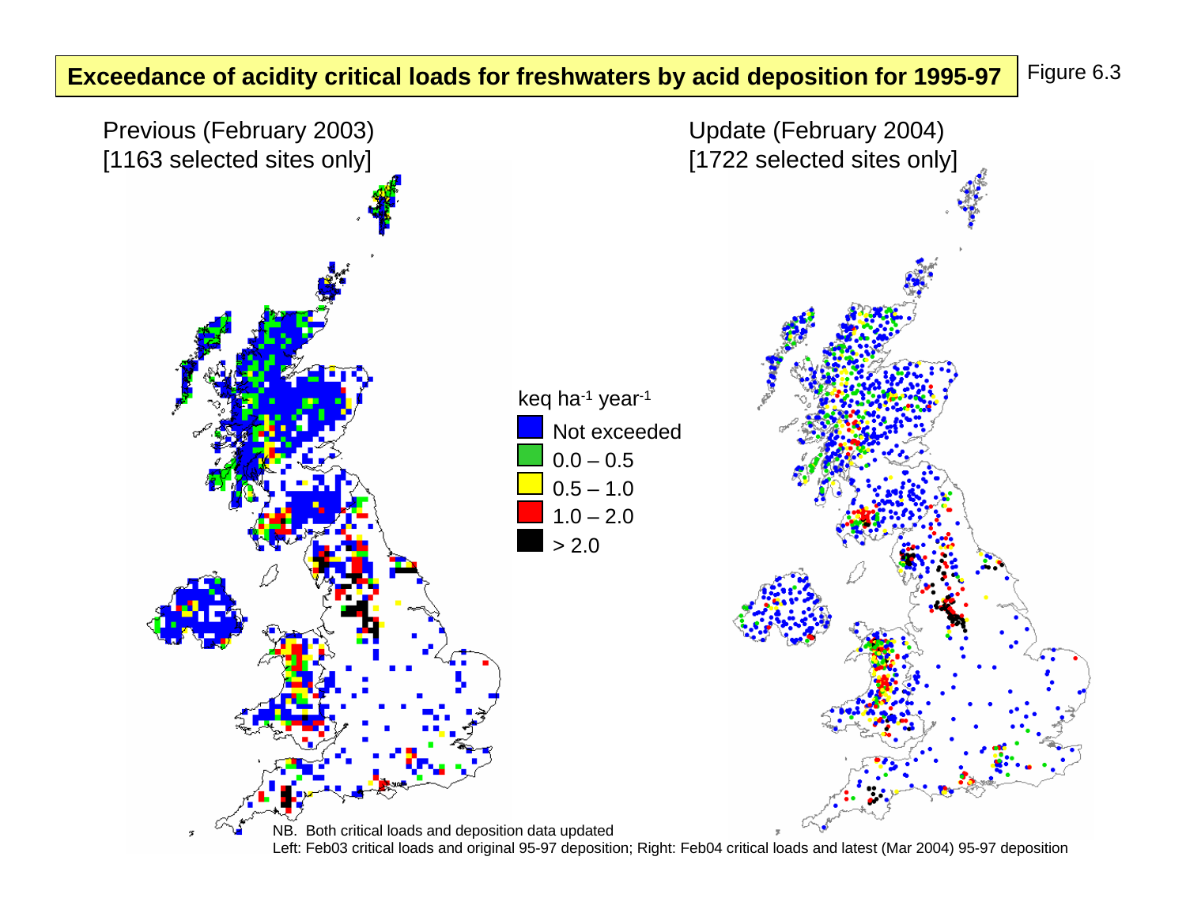**Exceedance of acidity critical loads for freshwaters by acid deposition for 1995-97**

Figure 6.3

Previous (February 2003)
[1163 selected sites only]

Update (February 2004)
[1722 selected sites only]

keq ha$^{-1}$ year$^{-1}$

Not exceeded

0.0 – 0.5

0.5 – 1.0

1.0 – 2.0

> 2.0

NB. Both critical loads and deposition data updated

Left: Feb03 critical loads and original 95-97 deposition; Right: Feb04 critical loads and latest (Mar 2004) 95-97 deposition